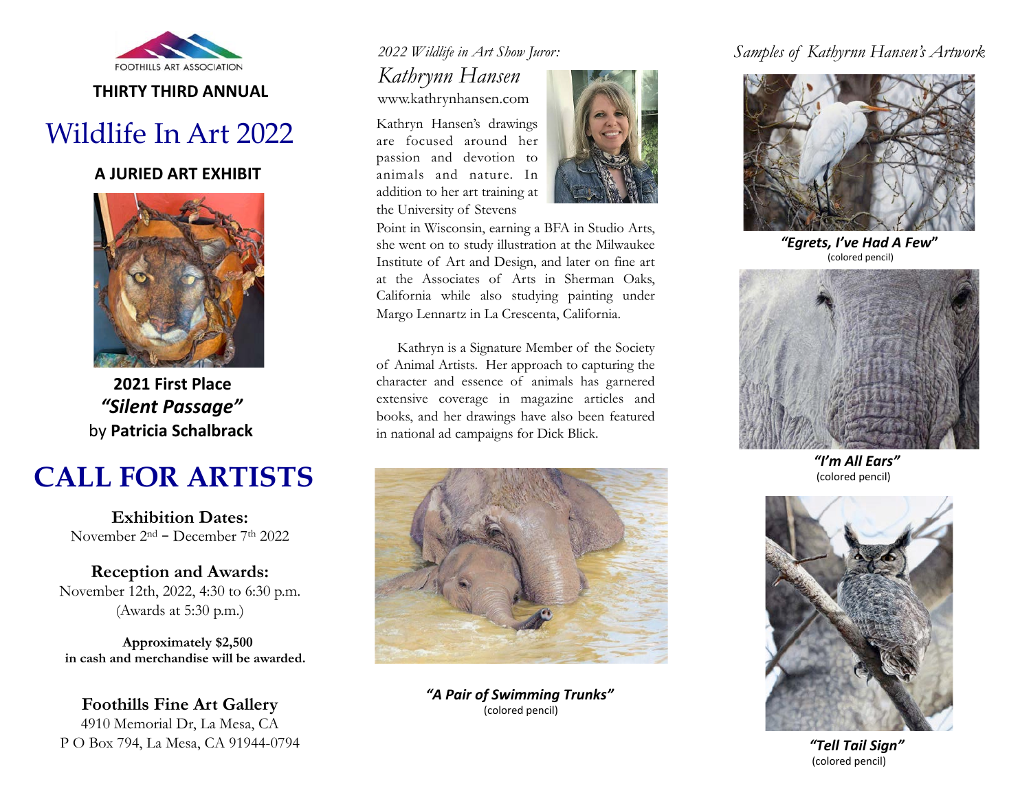FOOTHILLS ART ASSOCIATION

**THIRTY THIRD ANNUAL**

# Wildlife In Art 2022

**A JURIED ART EXHIBIT**

**2021 First Place**
***"Silent Passage"***
by **Patricia Schalbrack**

# CALL FOR ARTISTS

**Exhibition Dates:**
November 2nd – December 7th 2022

**Reception and Awards:**
November 12th, 2022, 4:30 to 6:30 p.m.
(Awards at 5:30 p.m.)

**Approximately $2,500 in cash and merchandise will be awarded.**

**Foothills Fine Art Gallery**
4910 Memorial Dr, La Mesa, CA
P O Box 794, La Mesa, CA 91944-0794

*2022 Wildlife in Art Show Juror:*

## *Kathrynn Hansen*

www.kathrynhansen.com

Kathryn Hansen's drawings are focused around her passion and devotion to animals and nature. In addition to her art training at the University of Stevens Point in Wisconsin, earning a BFA in Studio Arts, she went on to study illustration at the Milwaukee Institute of Art and Design, and later on fine art at the Associates of Arts in Sherman Oaks, California while also studying painting under Margo Lennartz in La Crescenta, California.

Kathryn is a Signature Member of the Society of Animal Artists. Her approach to capturing the character and essence of animals has garnered extensive coverage in magazine articles and books, and her drawings have also been featured in national ad campaigns for Dick Blick.

***"A Pair of Swimming Trunks"***
(colored pencil)

*Samples of Kathyrnn Hansen's Artwork*

***"Egrets, I've Had A Few"***
(colored pencil)

***"I'm All Ears"***
(colored pencil)

***"Tell Tail Sign"***
(colored pencil)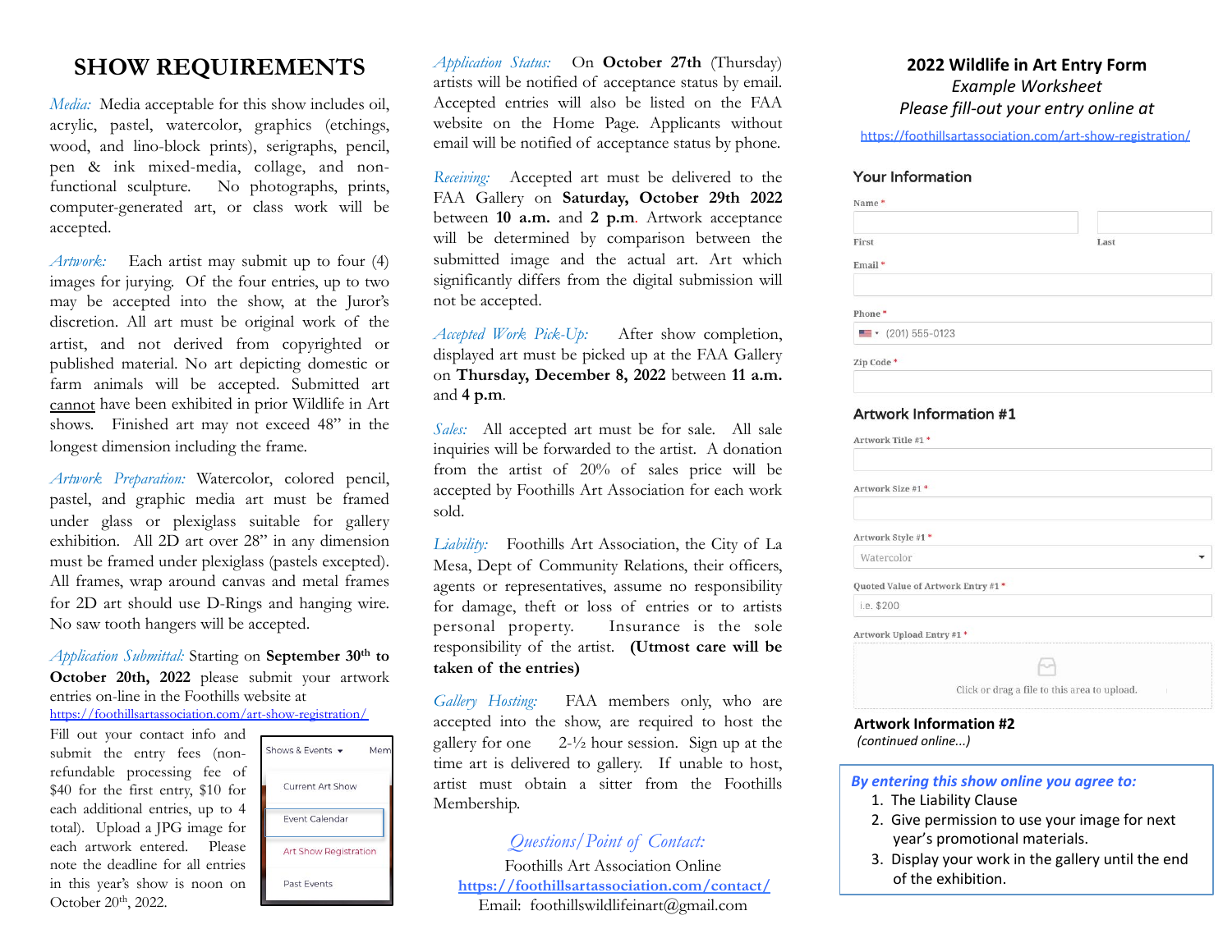# SHOW REQUIREMENTS

*Media:* Media acceptable for this show includes oil, acrylic, pastel, watercolor, graphics (etchings, wood, and lino-block prints), serigraphs, pencil, pen & ink mixed-media, collage, and non-functional sculpture. No photographs, prints, computer-generated art, or class work will be accepted.

*Artwork:* Each artist may submit up to four (4) images for jurying. Of the four entries, up to two may be accepted into the show, at the Juror's discretion. All art must be original work of the artist, and not derived from copyrighted or published material. No art depicting domestic or farm animals will be accepted. Submitted art cannot have been exhibited in prior Wildlife in Art shows. Finished art may not exceed 48" in the longest dimension including the frame.

*Artwork Preparation:* Watercolor, colored pencil, pastel, and graphic media art must be framed under glass or plexiglass suitable for gallery exhibition. All 2D art over 28" in any dimension must be framed under plexiglass (pastels excepted). All frames, wrap around canvas and metal frames for 2D art should use D-Rings and hanging wire. No saw tooth hangers will be accepted.

*Application Submittal:* Starting on **September 30th to October 20th, 2022** please submit your artwork entries on-line in the Foothills website at https://foothillsartassociation.com/art-show-registration/

Fill out your contact info and submit the entry fees (non-refundable processing fee of $40 for the first entry, $10 for each additional entries, up to 4 total). Upload a JPG image for each artwork entered. Please note the deadline for all entries in this year's show is noon on October 20th, 2022.

Shows & Events ▾ | Mem
- Current Art Show
- Event Calendar
- Art Show Registration
- Past Events

*Application Status:* On **October 27th** (Thursday) artists will be notified of acceptance status by email. Accepted entries will also be listed on the FAA website on the Home Page. Applicants without email will be notified of acceptance status by phone.

*Receiving:* Accepted art must be delivered to the FAA Gallery on **Saturday, October 29th 2022** between **10 a.m.** and **2 p.m**. Artwork acceptance will be determined by comparison between the submitted image and the actual art. Art which significantly differs from the digital submission will not be accepted.

*Accepted Work Pick-Up:* After show completion, displayed art must be picked up at the FAA Gallery on **Thursday, December 8, 2022** between **11 a.m.** and **4 p.m**.

*Sales:* All accepted art must be for sale. All sale inquiries will be forwarded to the artist. A donation from the artist of 20% of sales price will be accepted by Foothills Art Association for each work sold.

*Liability:* Foothills Art Association, the City of La Mesa, Dept of Community Relations, their officers, agents or representatives, assume no responsibility for damage, theft or loss of entries or to artists personal property. Insurance is the sole responsibility of the artist. **(Utmost care will be taken of the entries)**

*Gallery Hosting:* FAA members only, who are accepted into the show, are required to host the gallery for one 2-½ hour session. Sign up at the time art is delivered to gallery. If unable to host, artist must obtain a sitter from the Foothills Membership.

*Questions/Point of Contact:*

Foothills Art Association Online
https://foothillsartassociation.com/contact/
Email: foothillswildlifeinart@gmail.com

## 2022 Wildlife in Art Entry Form

*Example Worksheet*

*Please fill-out your entry online at*

https://foothillsartassociation.com/art-show-registration/

### Your Information

Name *

First / Last

Email *

Phone *

(201) 555-0123

Zip Code *

### Artwork Information #1

Artwork Title #1 *

Artwork Size #1 *

Artwork Style #1 *

Watercolor

Quoted Value of Artwork Entry #1 *

i.e. $200

Artwork Upload Entry #1 *

Click or drag a file to this area to upload.

### Artwork Information #2

*(continued online...)*

***By entering this show online you agree to:***

1. The Liability Clause
2. Give permission to use your image for next year's promotional materials.
3. Display your work in the gallery until the end of the exhibition.